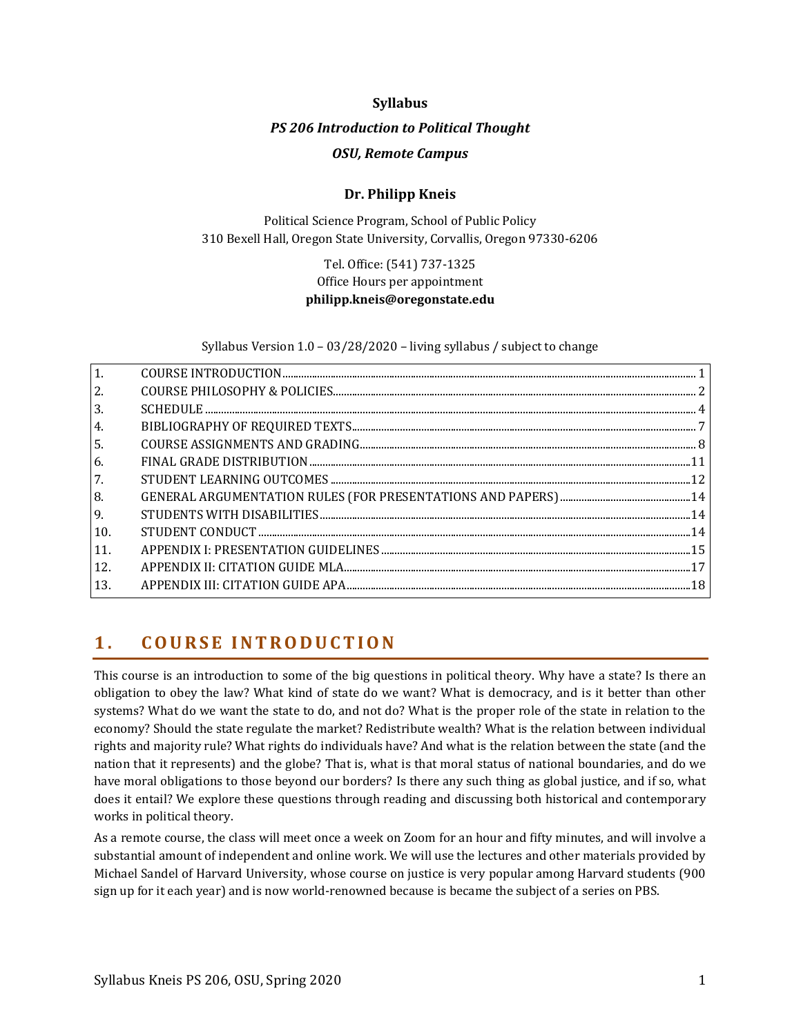**Syllabus**

***PS 206 Introduction to Political Thought***

***OSU, Remote Campus***

**Dr. Philipp Kneis**

Political Science Program, School of Public Policy
310 Bexell Hall, Oregon State University, Corvallis, Oregon 97330-6206

Tel. Office: (541) 737-1325
Office Hours per appointment
**philipp.kneis@oregonstate.edu**

Syllabus Version 1.0 – 03/28/2020 – living syllabus / subject to change

| | | |
|---|---|---|
| 1. | COURSE INTRODUCTION | 1 |
| 2. | COURSE PHILOSOPHY & POLICIES | 2 |
| 3. | SCHEDULE | 4 |
| 4. | BIBLIOGRAPHY OF REQUIRED TEXTS | 7 |
| 5. | COURSE ASSIGNMENTS AND GRADING | 8 |
| 6. | FINAL GRADE DISTRIBUTION | 11 |
| 7. | STUDENT LEARNING OUTCOMES | 12 |
| 8. | GENERAL ARGUMENTATION RULES (FOR PRESENTATIONS AND PAPERS) | 14 |
| 9. | STUDENTS WITH DISABILITIES | 14 |
| 10. | STUDENT CONDUCT | 14 |
| 11. | APPENDIX I: PRESENTATION GUIDELINES | 15 |
| 12. | APPENDIX II: CITATION GUIDE MLA | 17 |
| 13. | APPENDIX III: CITATION GUIDE APA | 18 |

## 1. COURSE INTRODUCTION

This course is an introduction to some of the big questions in political theory. Why have a state? Is there an obligation to obey the law? What kind of state do we want? What is democracy, and is it better than other systems? What do we want the state to do, and not do? What is the proper role of the state in relation to the economy? Should the state regulate the market? Redistribute wealth? What is the relation between individual rights and majority rule? What rights do individuals have? And what is the relation between the state (and the nation that it represents) and the globe? That is, what is that moral status of national boundaries, and do we have moral obligations to those beyond our borders? Is there any such thing as global justice, and if so, what does it entail? We explore these questions through reading and discussing both historical and contemporary works in political theory.

As a remote course, the class will meet once a week on Zoom for an hour and fifty minutes, and will involve a substantial amount of independent and online work. We will use the lectures and other materials provided by Michael Sandel of Harvard University, whose course on justice is very popular among Harvard students (900 sign up for it each year) and is now world-renowned because is became the subject of a series on PBS.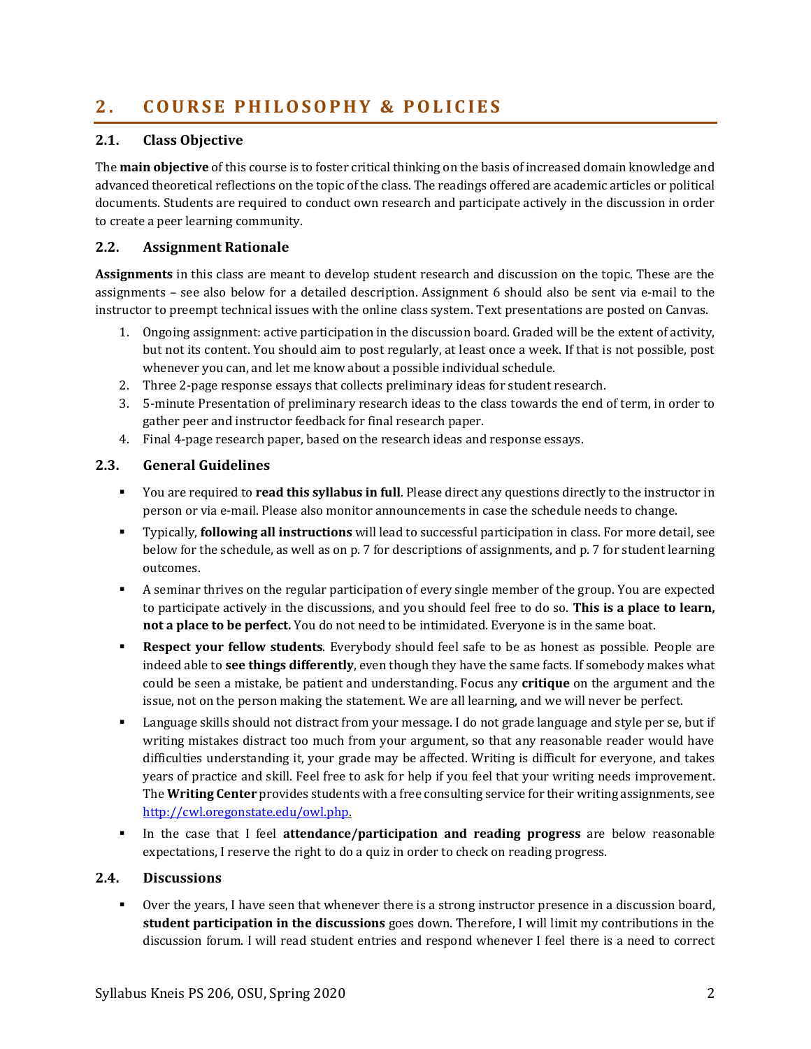## 2. COURSE PHILOSOPHY & POLICIES

### 2.1. Class Objective

The **main objective** of this course is to foster critical thinking on the basis of increased domain knowledge and advanced theoretical reflections on the topic of the class. The readings offered are academic articles or political documents. Students are required to conduct own research and participate actively in the discussion in order to create a peer learning community.

### 2.2. Assignment Rationale

**Assignments** in this class are meant to develop student research and discussion on the topic. These are the assignments – see also below for a detailed description. Assignment 6 should also be sent via e-mail to the instructor to preempt technical issues with the online class system. Text presentations are posted on Canvas.

1. Ongoing assignment: active participation in the discussion board. Graded will be the extent of activity, but not its content. You should aim to post regularly, at least once a week. If that is not possible, post whenever you can, and let me know about a possible individual schedule.
2. Three 2-page response essays that collects preliminary ideas for student research.
3. 5-minute Presentation of preliminary research ideas to the class towards the end of term, in order to gather peer and instructor feedback for final research paper.
4. Final 4-page research paper, based on the research ideas and response essays.

### 2.3. General Guidelines

- You are required to **read this syllabus in full**. Please direct any questions directly to the instructor in person or via e-mail. Please also monitor announcements in case the schedule needs to change.
- Typically, **following all instructions** will lead to successful participation in class. For more detail, see below for the schedule, as well as on p. 7 for descriptions of assignments, and p. 7 for student learning outcomes.
- A seminar thrives on the regular participation of every single member of the group. You are expected to participate actively in the discussions, and you should feel free to do so. **This is a place to learn, not a place to be perfect.** You do not need to be intimidated. Everyone is in the same boat.
- **Respect your fellow students**. Everybody should feel safe to be as honest as possible. People are indeed able to **see things differently**, even though they have the same facts. If somebody makes what could be seen a mistake, be patient and understanding. Focus any **critique** on the argument and the issue, not on the person making the statement. We are all learning, and we will never be perfect.
- Language skills should not distract from your message. I do not grade language and style per se, but if writing mistakes distract too much from your argument, so that any reasonable reader would have difficulties understanding it, your grade may be affected. Writing is difficult for everyone, and takes years of practice and skill. Feel free to ask for help if you feel that your writing needs improvement. The **Writing Center** provides students with a free consulting service for their writing assignments, see [http://cwl.oregonstate.edu/owl.php](http://cwl.oregonstate.edu/owl.php).
- In the case that I feel **attendance/participation and reading progress** are below reasonable expectations, I reserve the right to do a quiz in order to check on reading progress.

### 2.4. Discussions

- Over the years, I have seen that whenever there is a strong instructor presence in a discussion board, **student participation in the discussions** goes down. Therefore, I will limit my contributions in the discussion forum. I will read student entries and respond whenever I feel there is a need to correct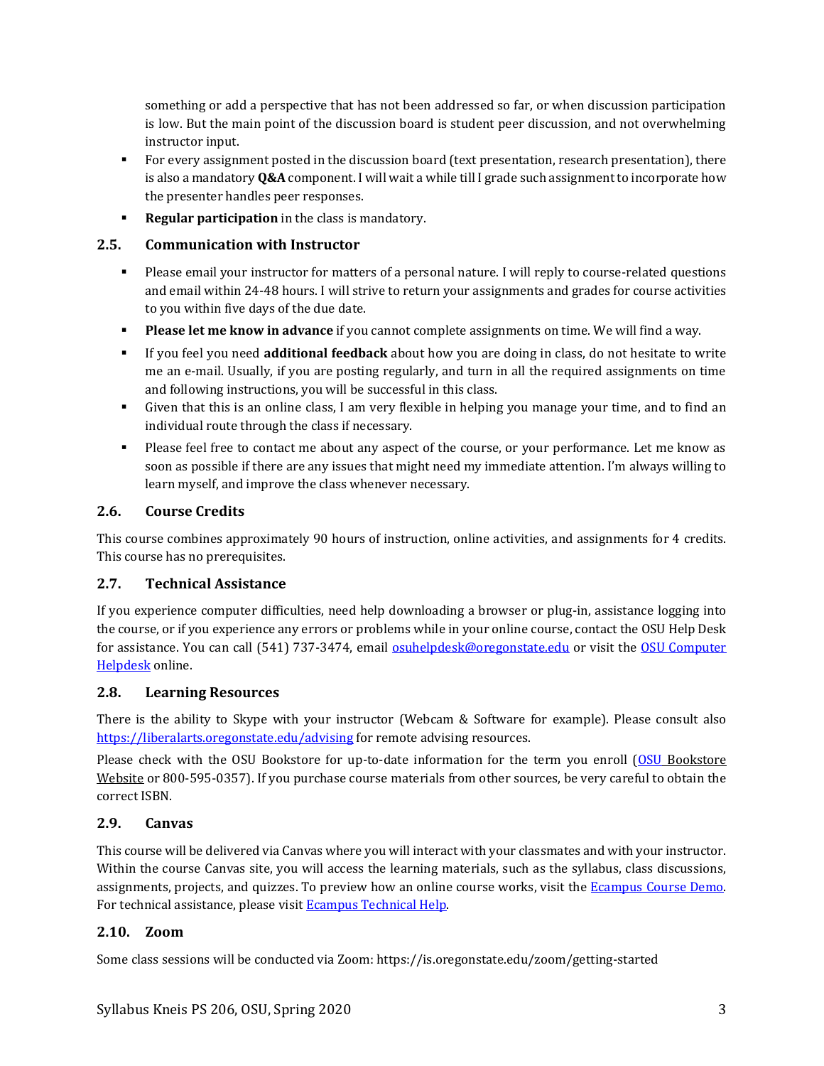something or add a perspective that has not been addressed so far, or when discussion participation is low. But the main point of the discussion board is student peer discussion, and not overwhelming instructor input.

- For every assignment posted in the discussion board (text presentation, research presentation), there is also a mandatory **Q&A** component. I will wait a while till I grade such assignment to incorporate how the presenter handles peer responses.
- **Regular participation** in the class is mandatory.

### 2.5. Communication with Instructor

- Please email your instructor for matters of a personal nature. I will reply to course-related questions and email within 24-48 hours. I will strive to return your assignments and grades for course activities to you within five days of the due date.
- **Please let me know in advance** if you cannot complete assignments on time. We will find a way.
- If you feel you need **additional feedback** about how you are doing in class, do not hesitate to write me an e-mail. Usually, if you are posting regularly, and turn in all the required assignments on time and following instructions, you will be successful in this class.
- Given that this is an online class, I am very flexible in helping you manage your time, and to find an individual route through the class if necessary.
- Please feel free to contact me about any aspect of the course, or your performance. Let me know as soon as possible if there are any issues that might need my immediate attention. I'm always willing to learn myself, and improve the class whenever necessary.

### 2.6. Course Credits

This course combines approximately 90 hours of instruction, online activities, and assignments for 4 credits. This course has no prerequisites.

### 2.7. Technical Assistance

If you experience computer difficulties, need help downloading a browser or plug-in, assistance logging into the course, or if you experience any errors or problems while in your online course, contact the OSU Help Desk for assistance. You can call (541) 737-3474, email osuhelpdesk@oregonstate.edu or visit the OSU Computer Helpdesk online.

### 2.8. Learning Resources

There is the ability to Skype with your instructor (Webcam & Software for example). Please consult also https://liberalarts.oregonstate.edu/advising for remote advising resources.

Please check with the OSU Bookstore for up-to-date information for the term you enroll (OSU Bookstore Website or 800-595-0357). If you purchase course materials from other sources, be very careful to obtain the correct ISBN.

### 2.9. Canvas

This course will be delivered via Canvas where you will interact with your classmates and with your instructor. Within the course Canvas site, you will access the learning materials, such as the syllabus, class discussions, assignments, projects, and quizzes. To preview how an online course works, visit the Ecampus Course Demo. For technical assistance, please visit Ecampus Technical Help.

### 2.10. Zoom

Some class sessions will be conducted via Zoom: https://is.oregonstate.edu/zoom/getting-started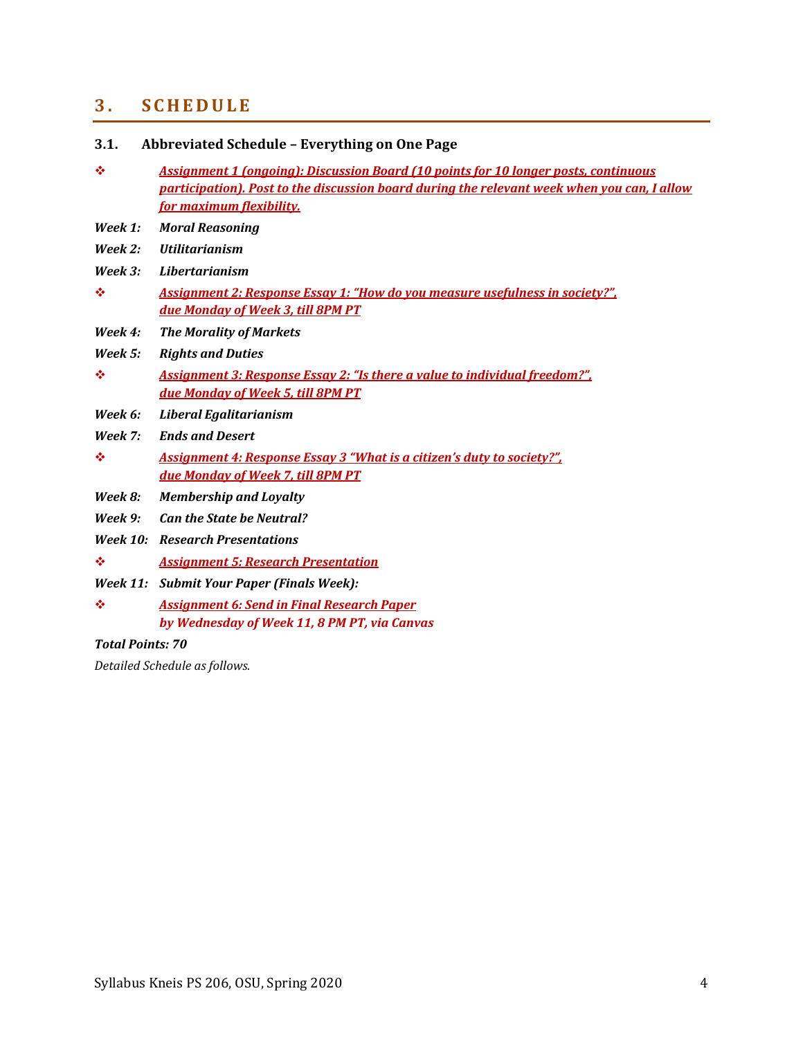## 3. SCHEDULE

### 3.1. Abbreviated Schedule – Everything on One Page

- ❖ ***Assignment 1 (ongoing): Discussion Board (10 points for 10 longer posts, continuous participation). Post to the discussion board during the relevant week when you can, I allow for maximum flexibility.***

***Week 1:*** ***Moral Reasoning***

***Week 2:*** ***Utilitarianism***

***Week 3:*** ***Libertarianism***

- ❖ ***Assignment 2: Response Essay 1: "How do you measure usefulness in society?", due Monday of Week 3, till 8PM PT***

***Week 4:*** ***The Morality of Markets***

***Week 5:*** ***Rights and Duties***

- ❖ ***Assignment 3: Response Essay 2: "Is there a value to individual freedom?", due Monday of Week 5, till 8PM PT***

***Week 6:*** ***Liberal Egalitarianism***

***Week 7:*** ***Ends and Desert***

- ❖ ***Assignment 4: Response Essay 3 "What is a citizen's duty to society?", due Monday of Week 7, till 8PM PT***

***Week 8:*** ***Membership and Loyalty***

***Week 9:*** ***Can the State be Neutral?***

***Week 10:*** ***Research Presentations***

- ❖ ***Assignment 5: Research Presentation***

***Week 11:*** ***Submit Your Paper (Finals Week):***

- ❖ ***Assignment 6: Send in Final Research Paper***
  ***by Wednesday of Week 11, 8 PM PT, via Canvas***

***Total Points: 70***

*Detailed Schedule as follows.*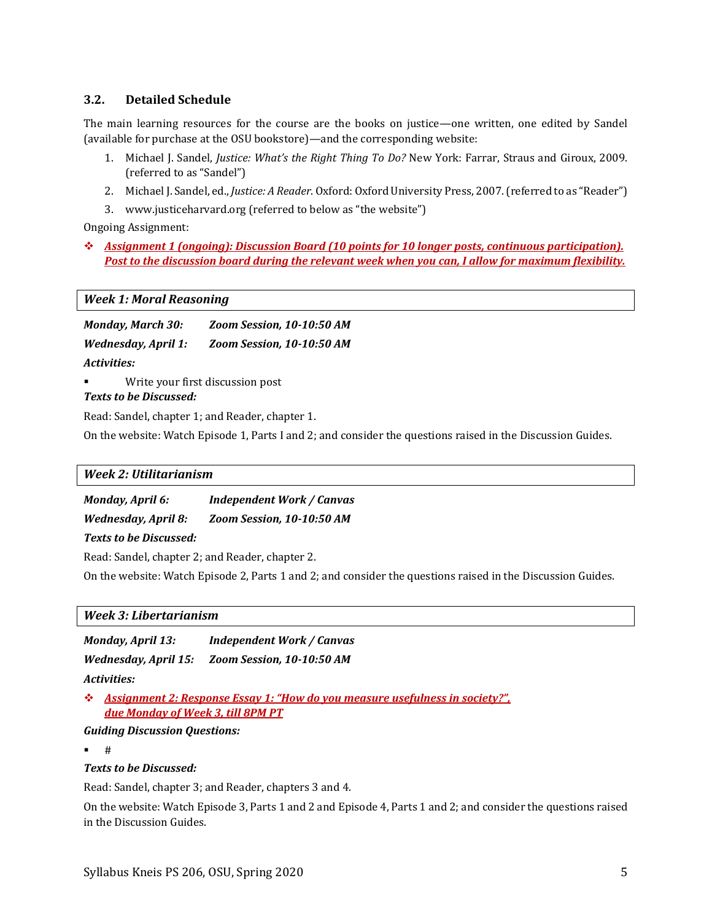### 3.2. Detailed Schedule

The main learning resources for the course are the books on justice—one written, one edited by Sandel (available for purchase at the OSU bookstore)—and the corresponding website:

1. Michael J. Sandel, *Justice: What's the Right Thing To Do?* New York: Farrar, Straus and Giroux, 2009. (referred to as "Sandel")
2. Michael J. Sandel, ed., *Justice: A Reader*. Oxford: Oxford University Press, 2007. (referred to as "Reader")
3. www.justiceharvard.org (referred to below as "the website")

Ongoing Assignment:

- ***Assignment 1 (ongoing): Discussion Board (10 points for 10 longer posts, continuous participation). Post to the discussion board during the relevant week when you can, I allow for maximum flexibility.***

#### *Week 1: Moral Reasoning*

***Monday, March 30:*** ***Zoom Session, 10-10:50 AM***

***Wednesday, April 1:*** ***Zoom Session, 10-10:50 AM***

***Activities:***

- Write your first discussion post

***Texts to be Discussed:***

Read: Sandel, chapter 1; and Reader, chapter 1.

On the website: Watch Episode 1, Parts I and 2; and consider the questions raised in the Discussion Guides.

#### *Week 2: Utilitarianism*

***Monday, April 6:*** ***Independent Work / Canvas***

***Wednesday, April 8:*** ***Zoom Session, 10-10:50 AM***

***Texts to be Discussed:***

Read: Sandel, chapter 2; and Reader, chapter 2.

On the website: Watch Episode 2, Parts 1 and 2; and consider the questions raised in the Discussion Guides.

#### *Week 3: Libertarianism*

***Monday, April 13:*** ***Independent Work / Canvas***

***Wednesday, April 15:*** ***Zoom Session, 10-10:50 AM***

***Activities:***

- ***Assignment 2: Response Essay 1: "How do you measure usefulness in society?", due Monday of Week 3, till 8PM PT***

***Guiding Discussion Questions:***

- #

***Texts to be Discussed:***

Read: Sandel, chapter 3; and Reader, chapters 3 and 4.

On the website: Watch Episode 3, Parts 1 and 2 and Episode 4, Parts 1 and 2; and consider the questions raised in the Discussion Guides.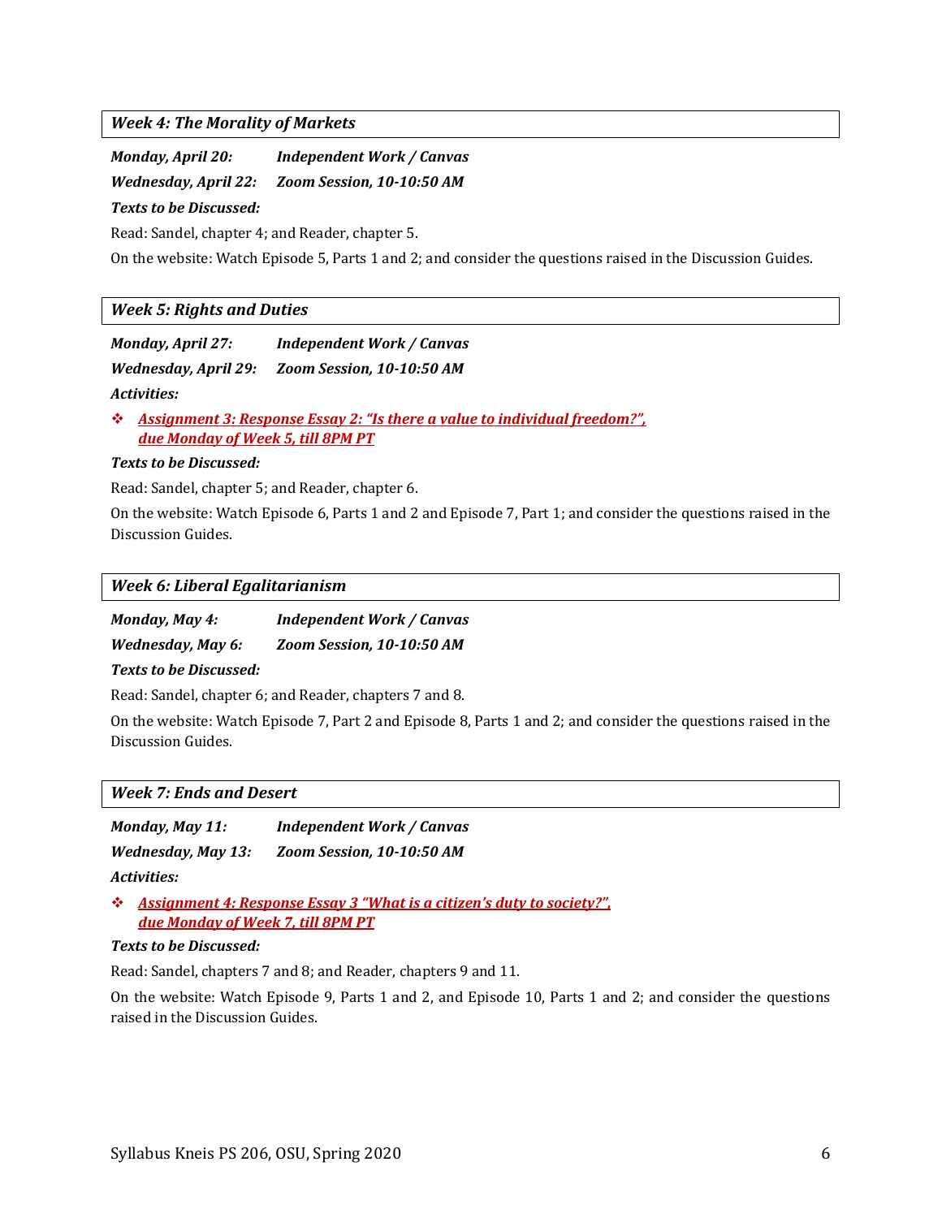### *Week 4: The Morality of Markets*

***Monday, April 20:*** ***Independent Work / Canvas***

***Wednesday, April 22:*** ***Zoom Session, 10-10:50 AM***

***Texts to be Discussed:***

Read: Sandel, chapter 4; and Reader, chapter 5.

On the website: Watch Episode 5, Parts 1 and 2; and consider the questions raised in the Discussion Guides.

### *Week 5: Rights and Duties*

***Monday, April 27:*** ***Independent Work / Canvas***

***Wednesday, April 29:*** ***Zoom Session, 10-10:50 AM***

***Activities:***

- ***Assignment 3: Response Essay 2: "Is there a value to individual freedom?", due Monday of Week 5, till 8PM PT***

***Texts to be Discussed:***

Read: Sandel, chapter 5; and Reader, chapter 6.

On the website: Watch Episode 6, Parts 1 and 2 and Episode 7, Part 1; and consider the questions raised in the Discussion Guides.

### *Week 6: Liberal Egalitarianism*

***Monday, May 4:*** ***Independent Work / Canvas***

***Wednesday, May 6:*** ***Zoom Session, 10-10:50 AM***

***Texts to be Discussed:***

Read: Sandel, chapter 6; and Reader, chapters 7 and 8.

On the website: Watch Episode 7, Part 2 and Episode 8, Parts 1 and 2; and consider the questions raised in the Discussion Guides.

### *Week 7: Ends and Desert*

***Monday, May 11:*** ***Independent Work / Canvas***

***Wednesday, May 13:*** ***Zoom Session, 10-10:50 AM***

***Activities:***

- ***Assignment 4: Response Essay 3 "What is a citizen's duty to society?", due Monday of Week 7, till 8PM PT***

***Texts to be Discussed:***

Read: Sandel, chapters 7 and 8; and Reader, chapters 9 and 11.

On the website: Watch Episode 9, Parts 1 and 2, and Episode 10, Parts 1 and 2; and consider the questions raised in the Discussion Guides.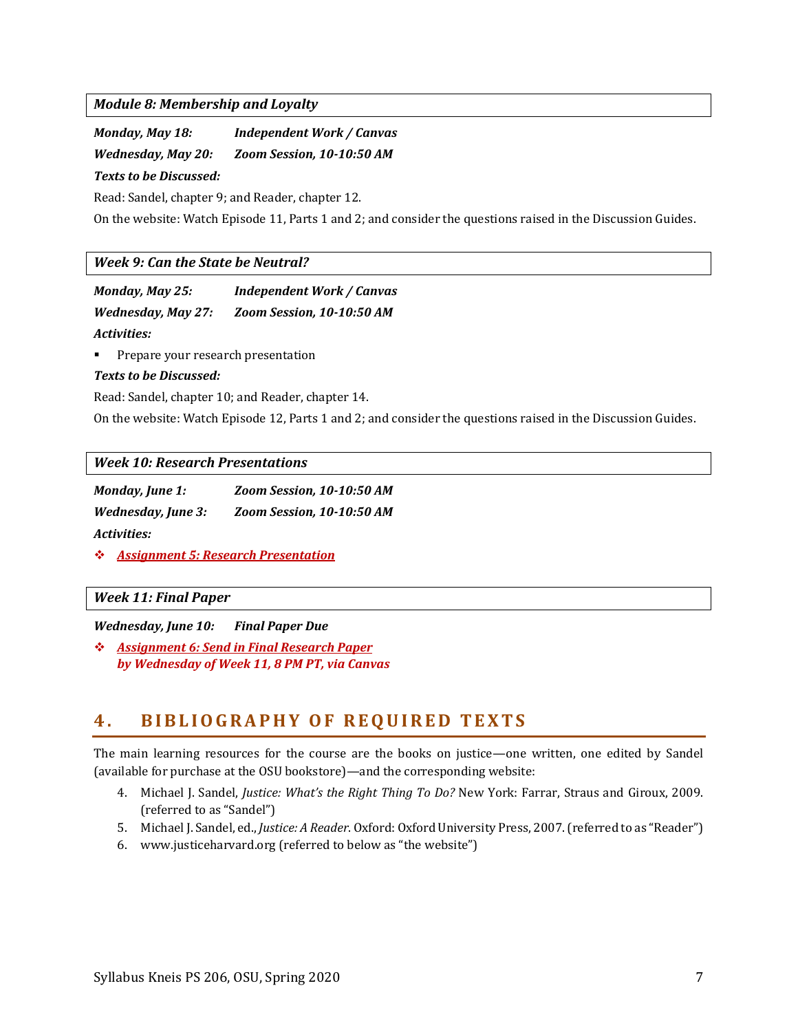***Module 8: Membership and Loyalty***

***Monday, May 18:*** ***Independent Work / Canvas***

***Wednesday, May 20:*** ***Zoom Session, 10-10:50 AM***

***Texts to be Discussed:***

Read: Sandel, chapter 9; and Reader, chapter 12.

On the website: Watch Episode 11, Parts 1 and 2; and consider the questions raised in the Discussion Guides.

***Week 9: Can the State be Neutral?***

***Monday, May 25:*** ***Independent Work / Canvas***

***Wednesday, May 27:*** ***Zoom Session, 10-10:50 AM***

***Activities:***

- Prepare your research presentation

***Texts to be Discussed:***

Read: Sandel, chapter 10; and Reader, chapter 14.

On the website: Watch Episode 12, Parts 1 and 2; and consider the questions raised in the Discussion Guides.

***Week 10: Research Presentations***

***Monday, June 1:*** ***Zoom Session, 10-10:50 AM***

***Wednesday, June 3:*** ***Zoom Session, 10-10:50 AM***

***Activities:***

- ***Assignment 5: Research Presentation***

***Week 11: Final Paper***

***Wednesday, June 10:*** ***Final Paper Due***

- ***Assignment 6: Send in Final Research Paper***
  ***by Wednesday of Week 11, 8 PM PT, via Canvas***

## 4. BIBLIOGRAPHY OF REQUIRED TEXTS

The main learning resources for the course are the books on justice—one written, one edited by Sandel (available for purchase at the OSU bookstore)—and the corresponding website:

4. Michael J. Sandel, *Justice: What's the Right Thing To Do?* New York: Farrar, Straus and Giroux, 2009. (referred to as "Sandel")
5. Michael J. Sandel, ed., *Justice: A Reader*. Oxford: Oxford University Press, 2007. (referred to as "Reader")
6. www.justiceharvard.org (referred to below as "the website")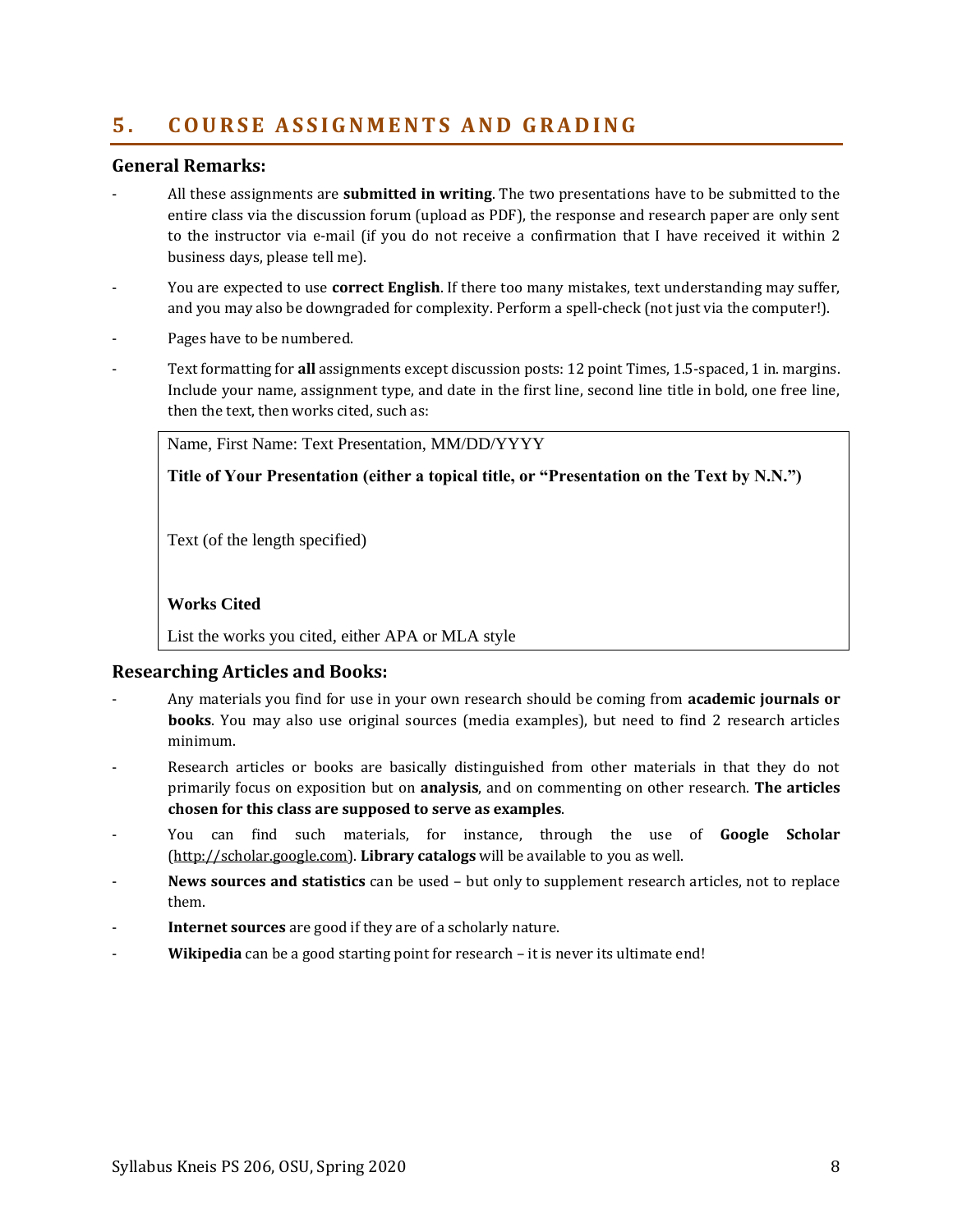## 5. COURSE ASSIGNMENTS AND GRADING

### General Remarks:

- All these assignments are **submitted in writing**. The two presentations have to be submitted to the entire class via the discussion forum (upload as PDF), the response and research paper are only sent to the instructor via e-mail (if you do not receive a confirmation that I have received it within 2 business days, please tell me).
- You are expected to use **correct English**. If there too many mistakes, text understanding may suffer, and you may also be downgraded for complexity. Perform a spell-check (not just via the computer!).
- Pages have to be numbered.
- Text formatting for **all** assignments except discussion posts: 12 point Times, 1.5-spaced, 1 in. margins. Include your name, assignment type, and date in the first line, second line title in bold, one free line, then the text, then works cited, such as:

> Name, First Name: Text Presentation, MM/DD/YYYY
>
> **Title of Your Presentation (either a topical title, or "Presentation on the Text by N.N.")**
>
> Text (of the length specified)
>
> **Works Cited**
>
> List the works you cited, either APA or MLA style

### Researching Articles and Books:

- Any materials you find for use in your own research should be coming from **academic journals or books**. You may also use original sources (media examples), but need to find 2 research articles minimum.
- Research articles or books are basically distinguished from other materials in that they do not primarily focus on exposition but on **analysis**, and on commenting on other research. **The articles chosen for this class are supposed to serve as examples**.
- You can find such materials, for instance, through the use of **Google Scholar** (http://scholar.google.com). **Library catalogs** will be available to you as well.
- **News sources and statistics** can be used – but only to supplement research articles, not to replace them.
- **Internet sources** are good if they are of a scholarly nature.
- **Wikipedia** can be a good starting point for research – it is never its ultimate end!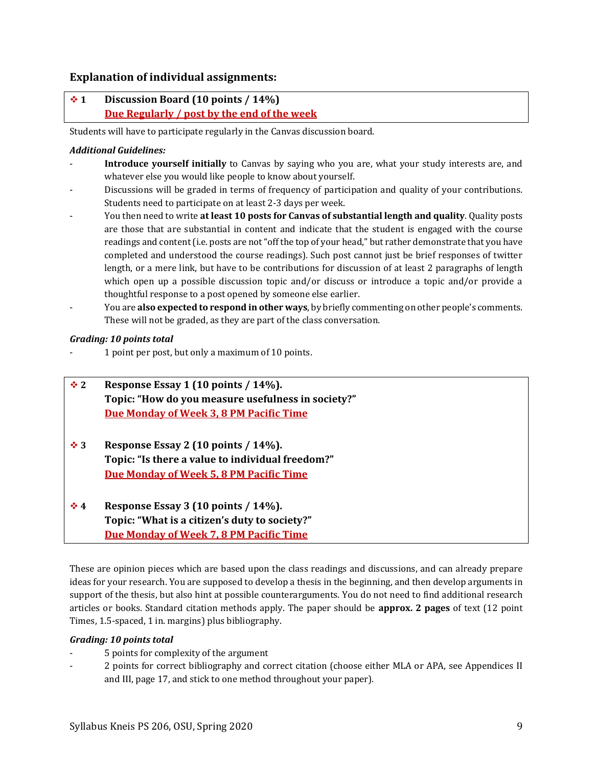## Explanation of individual assignments:

### ❖ 1 Discussion Board (10 points / 14%)
**Due Regularly / post by the end of the week**

Students will have to participate regularly in the Canvas discussion board.

***Additional Guidelines:***

- **Introduce yourself initially** to Canvas by saying who you are, what your study interests are, and whatever else you would like people to know about yourself.
- Discussions will be graded in terms of frequency of participation and quality of your contributions. Students need to participate on at least 2-3 days per week.
- You then need to write **at least 10 posts for Canvas of substantial length and quality**. Quality posts are those that are substantial in content and indicate that the student is engaged with the course readings and content (i.e. posts are not "off the top of your head," but rather demonstrate that you have completed and understood the course readings). Such post cannot just be brief responses of twitter length, or a mere link, but have to be contributions for discussion of at least 2 paragraphs of length which open up a possible discussion topic and/or discuss or introduce a topic and/or provide a thoughtful response to a post opened by someone else earlier.
- You are **also expected to respond in other ways**, by briefly commenting on other people's comments. These will not be graded, as they are part of the class conversation.

***Grading: 10 points total***

- 1 point per post, but only a maximum of 10 points.

### ❖ 2 Response Essay 1 (10 points / 14%).
**Topic: "How do you measure usefulness in society?"**
**Due Monday of Week 3, 8 PM Pacific Time**

### ❖ 3 Response Essay 2 (10 points / 14%).
**Topic: "Is there a value to individual freedom?"**
**Due Monday of Week 5, 8 PM Pacific Time**

### ❖ 4 Response Essay 3 (10 points / 14%).
**Topic: "What is a citizen's duty to society?"**
**Due Monday of Week 7, 8 PM Pacific Time**

These are opinion pieces which are based upon the class readings and discussions, and can already prepare ideas for your research. You are supposed to develop a thesis in the beginning, and then develop arguments in support of the thesis, but also hint at possible counterarguments. You do not need to find additional research articles or books. Standard citation methods apply. The paper should be **approx. 2 pages** of text (12 point Times, 1.5-spaced, 1 in. margins) plus bibliography.

***Grading: 10 points total***

- 5 points for complexity of the argument
- 2 points for correct bibliography and correct citation (choose either MLA or APA, see Appendices II and III, page 17, and stick to one method throughout your paper).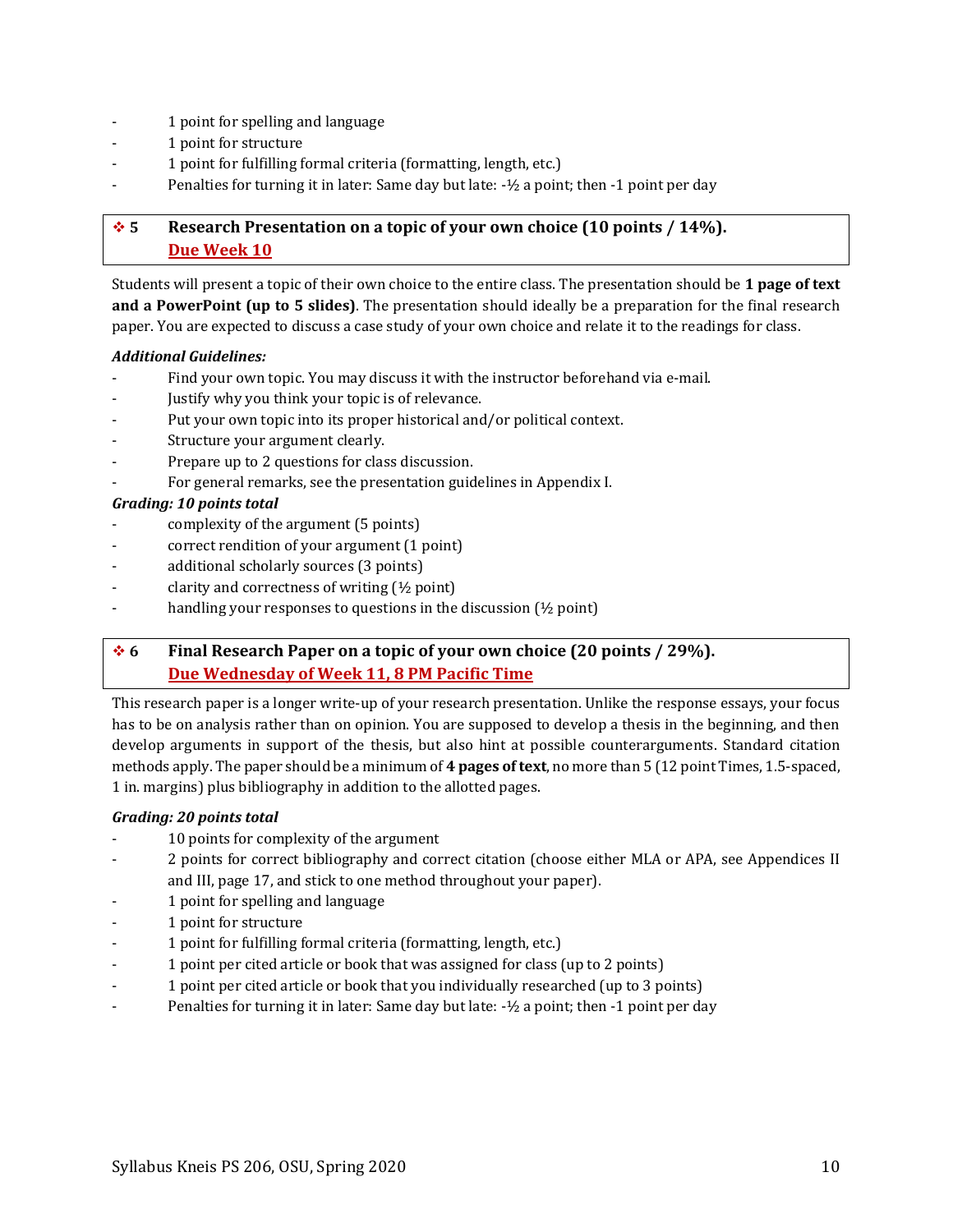- 1 point for spelling and language
- 1 point for structure
- 1 point for fulfilling formal criteria (formatting, length, etc.)
- Penalties for turning it in later: Same day but late: -½ a point; then -1 point per day

### ❖ 5 Research Presentation on a topic of your own choice (10 points / 14%). Due Week 10

Students will present a topic of their own choice to the entire class. The presentation should be **1 page of text and a PowerPoint (up to 5 slides)**. The presentation should ideally be a preparation for the final research paper. You are expected to discuss a case study of your own choice and relate it to the readings for class.

***Additional Guidelines:***

- Find your own topic. You may discuss it with the instructor beforehand via e-mail.
- Justify why you think your topic is of relevance.
- Put your own topic into its proper historical and/or political context.
- Structure your argument clearly.
- Prepare up to 2 questions for class discussion.
- For general remarks, see the presentation guidelines in Appendix I.

***Grading: 10 points total***

- complexity of the argument (5 points)
- correct rendition of your argument (1 point)
- additional scholarly sources (3 points)
- clarity and correctness of writing (½ point)
- handling your responses to questions in the discussion (½ point)

### ❖ 6 Final Research Paper on a topic of your own choice (20 points / 29%). Due Wednesday of Week 11, 8 PM Pacific Time

This research paper is a longer write-up of your research presentation. Unlike the response essays, your focus has to be on analysis rather than on opinion. You are supposed to develop a thesis in the beginning, and then develop arguments in support of the thesis, but also hint at possible counterarguments. Standard citation methods apply. The paper should be a minimum of **4 pages of text**, no more than 5 (12 point Times, 1.5-spaced, 1 in. margins) plus bibliography in addition to the allotted pages.

***Grading: 20 points total***

- 10 points for complexity of the argument
- 2 points for correct bibliography and correct citation (choose either MLA or APA, see Appendices II and III, page 17, and stick to one method throughout your paper).
- 1 point for spelling and language
- 1 point for structure
- 1 point for fulfilling formal criteria (formatting, length, etc.)
- 1 point per cited article or book that was assigned for class (up to 2 points)
- 1 point per cited article or book that you individually researched (up to 3 points)
- Penalties for turning it in later: Same day but late: -½ a point; then -1 point per day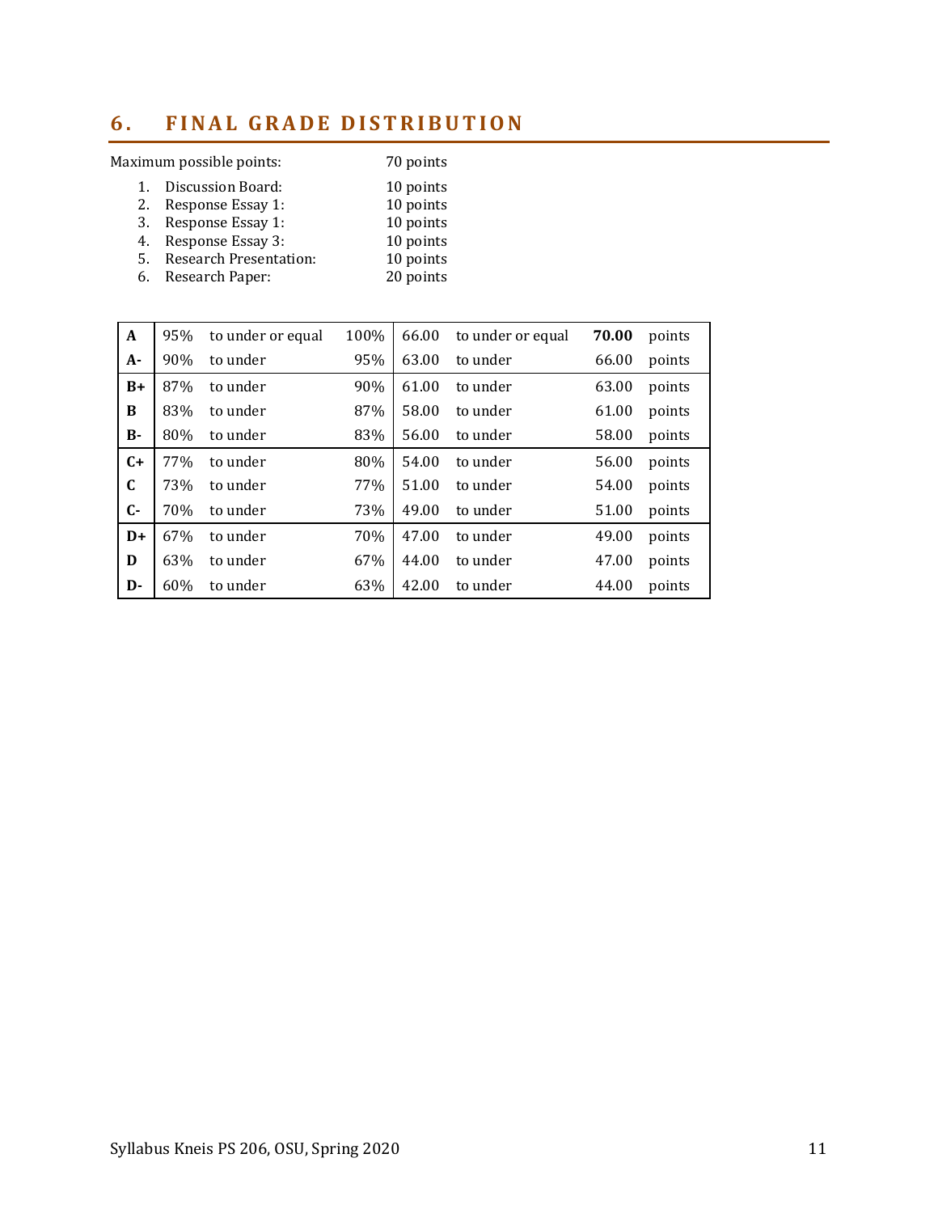## 6. FINAL GRADE DISTRIBUTION

Maximum possible points: 70 points

1. Discussion Board: 10 points
2. Response Essay 1: 10 points
3. Response Essay 1: 10 points
4. Response Essay 3: 10 points
5. Research Presentation: 10 points
6. Research Paper: 20 points

| Grade | % from | | % to | Points from | | Points to | |
|---|---|---|---|---|---|---|---|
| **A** | 95% | to under or equal | 100% | 66.00 | to under or equal | **70.00** | points |
| **A-** | 90% | to under | 95% | 63.00 | to under | 66.00 | points |
| **B+** | 87% | to under | 90% | 61.00 | to under | 63.00 | points |
| **B** | 83% | to under | 87% | 58.00 | to under | 61.00 | points |
| **B-** | 80% | to under | 83% | 56.00 | to under | 58.00 | points |
| **C+** | 77% | to under | 80% | 54.00 | to under | 56.00 | points |
| **C** | 73% | to under | 77% | 51.00 | to under | 54.00 | points |
| **C-** | 70% | to under | 73% | 49.00 | to under | 51.00 | points |
| **D+** | 67% | to under | 70% | 47.00 | to under | 49.00 | points |
| **D** | 63% | to under | 67% | 44.00 | to under | 47.00 | points |
| **D-** | 60% | to under | 63% | 42.00 | to under | 44.00 | points |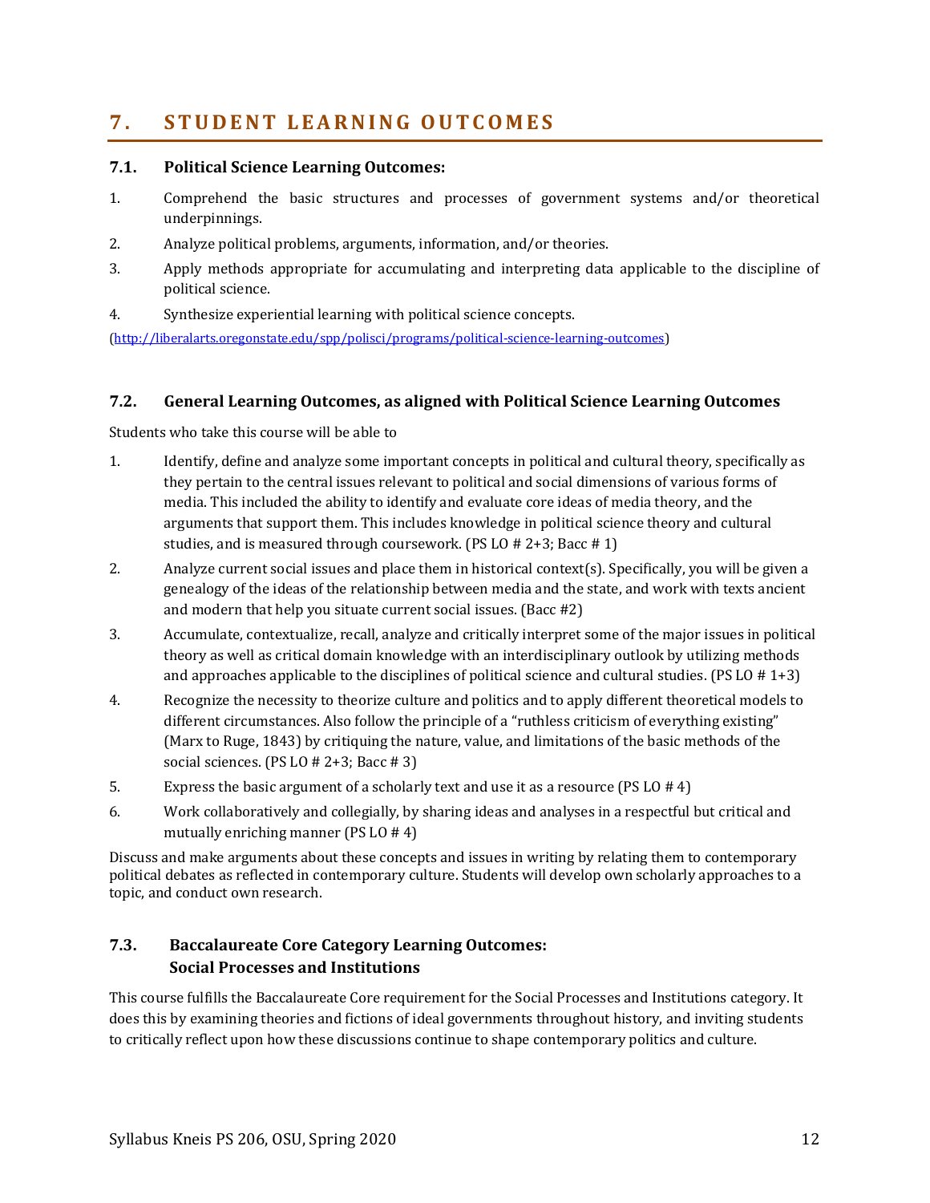# 7. STUDENT LEARNING OUTCOMES

## 7.1. Political Science Learning Outcomes:

1. Comprehend the basic structures and processes of government systems and/or theoretical underpinnings.
2. Analyze political problems, arguments, information, and/or theories.
3. Apply methods appropriate for accumulating and interpreting data applicable to the discipline of political science.
4. Synthesize experiential learning with political science concepts.

(http://liberalarts.oregonstate.edu/spp/polisci/programs/political-science-learning-outcomes)

## 7.2. General Learning Outcomes, as aligned with Political Science Learning Outcomes

Students who take this course will be able to

1. Identify, define and analyze some important concepts in political and cultural theory, specifically as they pertain to the central issues relevant to political and social dimensions of various forms of media. This included the ability to identify and evaluate core ideas of media theory, and the arguments that support them. This includes knowledge in political science theory and cultural studies, and is measured through coursework. (PS LO # 2+3; Bacc # 1)
2. Analyze current social issues and place them in historical context(s). Specifically, you will be given a genealogy of the ideas of the relationship between media and the state, and work with texts ancient and modern that help you situate current social issues. (Bacc #2)
3. Accumulate, contextualize, recall, analyze and critically interpret some of the major issues in political theory as well as critical domain knowledge with an interdisciplinary outlook by utilizing methods and approaches applicable to the disciplines of political science and cultural studies. (PS LO # 1+3)
4. Recognize the necessity to theorize culture and politics and to apply different theoretical models to different circumstances. Also follow the principle of a "ruthless criticism of everything existing" (Marx to Ruge, 1843) by critiquing the nature, value, and limitations of the basic methods of the social sciences. (PS LO # 2+3; Bacc # 3)
5. Express the basic argument of a scholarly text and use it as a resource (PS LO # 4)
6. Work collaboratively and collegially, by sharing ideas and analyses in a respectful but critical and mutually enriching manner (PS LO # 4)

Discuss and make arguments about these concepts and issues in writing by relating them to contemporary political debates as reflected in contemporary culture. Students will develop own scholarly approaches to a topic, and conduct own research.

## 7.3. Baccalaureate Core Category Learning Outcomes: Social Processes and Institutions

This course fulfills the Baccalaureate Core requirement for the Social Processes and Institutions category. It does this by examining theories and fictions of ideal governments throughout history, and inviting students to critically reflect upon how these discussions continue to shape contemporary politics and culture.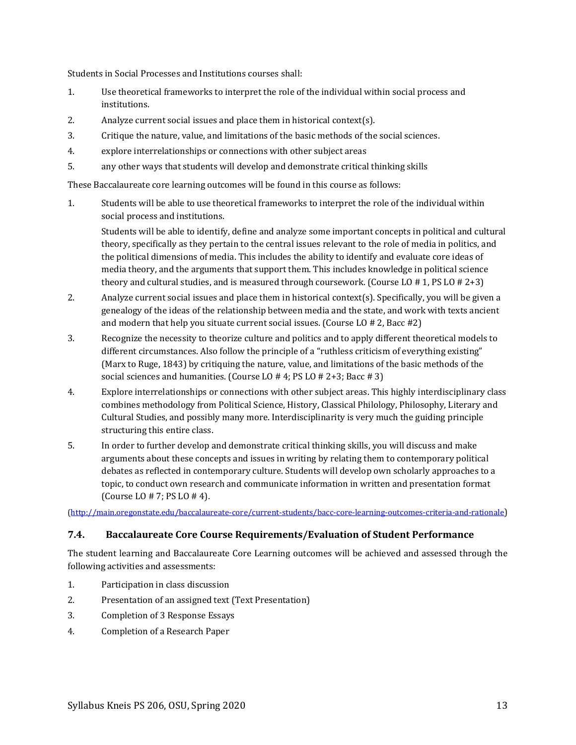Students in Social Processes and Institutions courses shall:

1. Use theoretical frameworks to interpret the role of the individual within social process and institutions.
2. Analyze current social issues and place them in historical context(s).
3. Critique the nature, value, and limitations of the basic methods of the social sciences.
4. explore interrelationships or connections with other subject areas
5. any other ways that students will develop and demonstrate critical thinking skills

These Baccalaureate core learning outcomes will be found in this course as follows:

1. Students will be able to use theoretical frameworks to interpret the role of the individual within social process and institutions.

   Students will be able to identify, define and analyze some important concepts in political and cultural theory, specifically as they pertain to the central issues relevant to the role of media in politics, and the political dimensions of media. This includes the ability to identify and evaluate core ideas of media theory, and the arguments that support them. This includes knowledge in political science theory and cultural studies, and is measured through coursework. (Course LO # 1, PS LO # 2+3)
2. Analyze current social issues and place them in historical context(s). Specifically, you will be given a genealogy of the ideas of the relationship between media and the state, and work with texts ancient and modern that help you situate current social issues. (Course LO # 2, Bacc #2)
3. Recognize the necessity to theorize culture and politics and to apply different theoretical models to different circumstances. Also follow the principle of a "ruthless criticism of everything existing" (Marx to Ruge, 1843) by critiquing the nature, value, and limitations of the basic methods of the social sciences and humanities. (Course LO # 4; PS LO # 2+3; Bacc # 3)
4. Explore interrelationships or connections with other subject areas. This highly interdisciplinary class combines methodology from Political Science, History, Classical Philology, Philosophy, Literary and Cultural Studies, and possibly many more. Interdisciplinarity is very much the guiding principle structuring this entire class.
5. In order to further develop and demonstrate critical thinking skills, you will discuss and make arguments about these concepts and issues in writing by relating them to contemporary political debates as reflected in contemporary culture. Students will develop own scholarly approaches to a topic, to conduct own research and communicate information in written and presentation format (Course LO # 7; PS LO # 4).

(http://main.oregonstate.edu/baccalaureate-core/current-students/bacc-core-learning-outcomes-criteria-and-rationale)

### 7.4. Baccalaureate Core Course Requirements/Evaluation of Student Performance

The student learning and Baccalaureate Core Learning outcomes will be achieved and assessed through the following activities and assessments:

1. Participation in class discussion
2. Presentation of an assigned text (Text Presentation)
3. Completion of 3 Response Essays
4. Completion of a Research Paper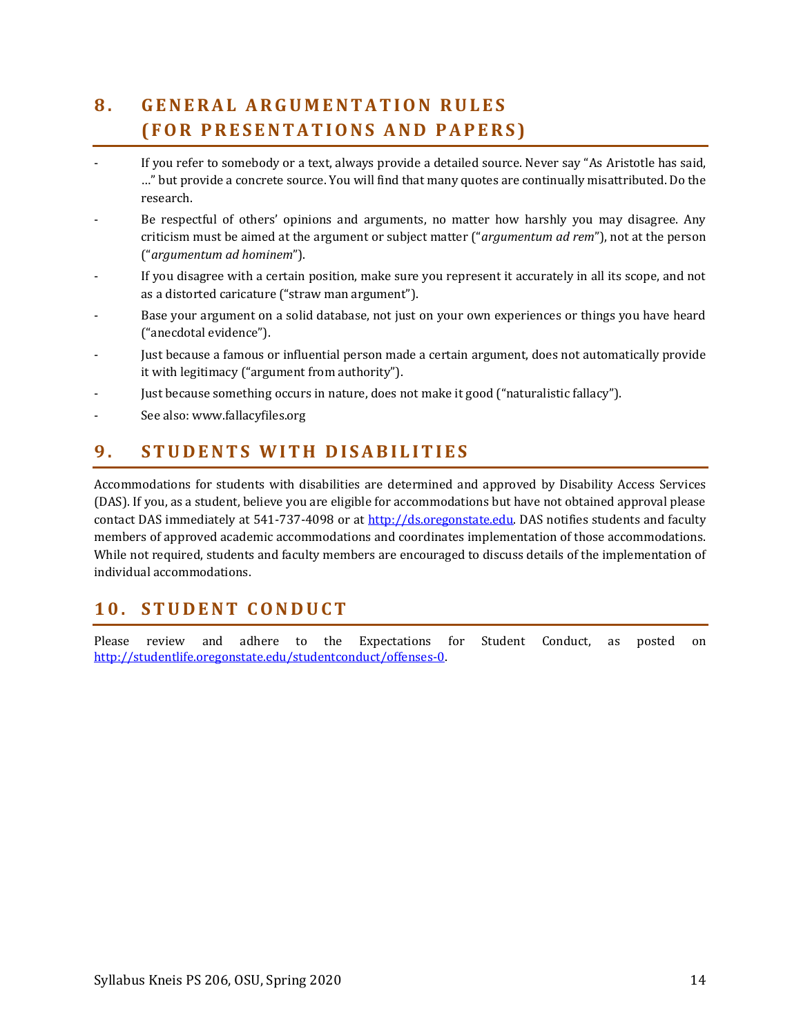## 8. GENERAL ARGUMENTATION RULES (FOR PRESENTATIONS AND PAPERS)

- If you refer to somebody or a text, always provide a detailed source. Never say "As Aristotle has said, …" but provide a concrete source. You will find that many quotes are continually misattributed. Do the research.
- Be respectful of others' opinions and arguments, no matter how harshly you may disagree. Any criticism must be aimed at the argument or subject matter ("*argumentum ad rem*"), not at the person ("*argumentum ad hominem*").
- If you disagree with a certain position, make sure you represent it accurately in all its scope, and not as a distorted caricature ("straw man argument").
- Base your argument on a solid database, not just on your own experiences or things you have heard ("anecdotal evidence").
- Just because a famous or influential person made a certain argument, does not automatically provide it with legitimacy ("argument from authority").
- Just because something occurs in nature, does not make it good ("naturalistic fallacy").
- See also: www.fallacyfiles.org

## 9. STUDENTS WITH DISABILITIES

Accommodations for students with disabilities are determined and approved by Disability Access Services (DAS). If you, as a student, believe you are eligible for accommodations but have not obtained approval please contact DAS immediately at 541-737-4098 or at [http://ds.oregonstate.edu](http://ds.oregonstate.edu). DAS notifies students and faculty members of approved academic accommodations and coordinates implementation of those accommodations. While not required, students and faculty members are encouraged to discuss details of the implementation of individual accommodations.

## 10. STUDENT CONDUCT

Please review and adhere to the Expectations for Student Conduct, as posted on [http://studentlife.oregonstate.edu/studentconduct/offenses-0](http://studentlife.oregonstate.edu/studentconduct/offenses-0).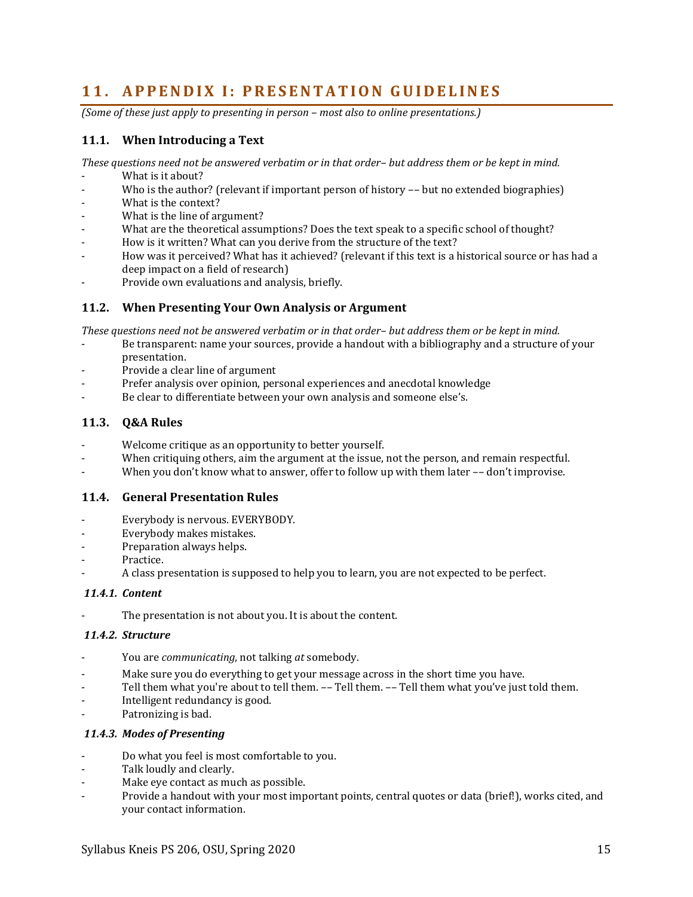# 11. APPENDIX I: PRESENTATION GUIDELINES

*(Some of these just apply to presenting in person – most also to online presentations.)*

## 11.1. When Introducing a Text

*These questions need not be answered verbatim or in that order– but address them or be kept in mind.*

- What is it about?
- Who is the author? (relevant if important person of history –– but no extended biographies)
- What is the context?
- What is the line of argument?
- What are the theoretical assumptions? Does the text speak to a specific school of thought?
- How is it written? What can you derive from the structure of the text?
- How was it perceived? What has it achieved? (relevant if this text is a historical source or has had a deep impact on a field of research)
- Provide own evaluations and analysis, briefly.

## 11.2. When Presenting Your Own Analysis or Argument

*These questions need not be answered verbatim or in that order– but address them or be kept in mind.*

- Be transparent: name your sources, provide a handout with a bibliography and a structure of your presentation.
- Provide a clear line of argument
- Prefer analysis over opinion, personal experiences and anecdotal knowledge
- Be clear to differentiate between your own analysis and someone else's.

## 11.3. Q&A Rules

- Welcome critique as an opportunity to better yourself.
- When critiquing others, aim the argument at the issue, not the person, and remain respectful.
- When you don't know what to answer, offer to follow up with them later –– don't improvise.

## 11.4. General Presentation Rules

- Everybody is nervous. EVERYBODY.
- Everybody makes mistakes.
- Preparation always helps.
- Practice.
- A class presentation is supposed to help you to learn, you are not expected to be perfect.

### *11.4.1. Content*

- The presentation is not about you. It is about the content.

### *11.4.2. Structure*

- You are *communicating*, not talking *at* somebody.
- Make sure you do everything to get your message across in the short time you have.
- Tell them what you're about to tell them. –– Tell them. –– Tell them what you've just told them.
- Intelligent redundancy is good.
- Patronizing is bad.

### *11.4.3. Modes of Presenting*

- Do what you feel is most comfortable to you.
- Talk loudly and clearly.
- Make eye contact as much as possible.
- Provide a handout with your most important points, central quotes or data (brief!), works cited, and your contact information.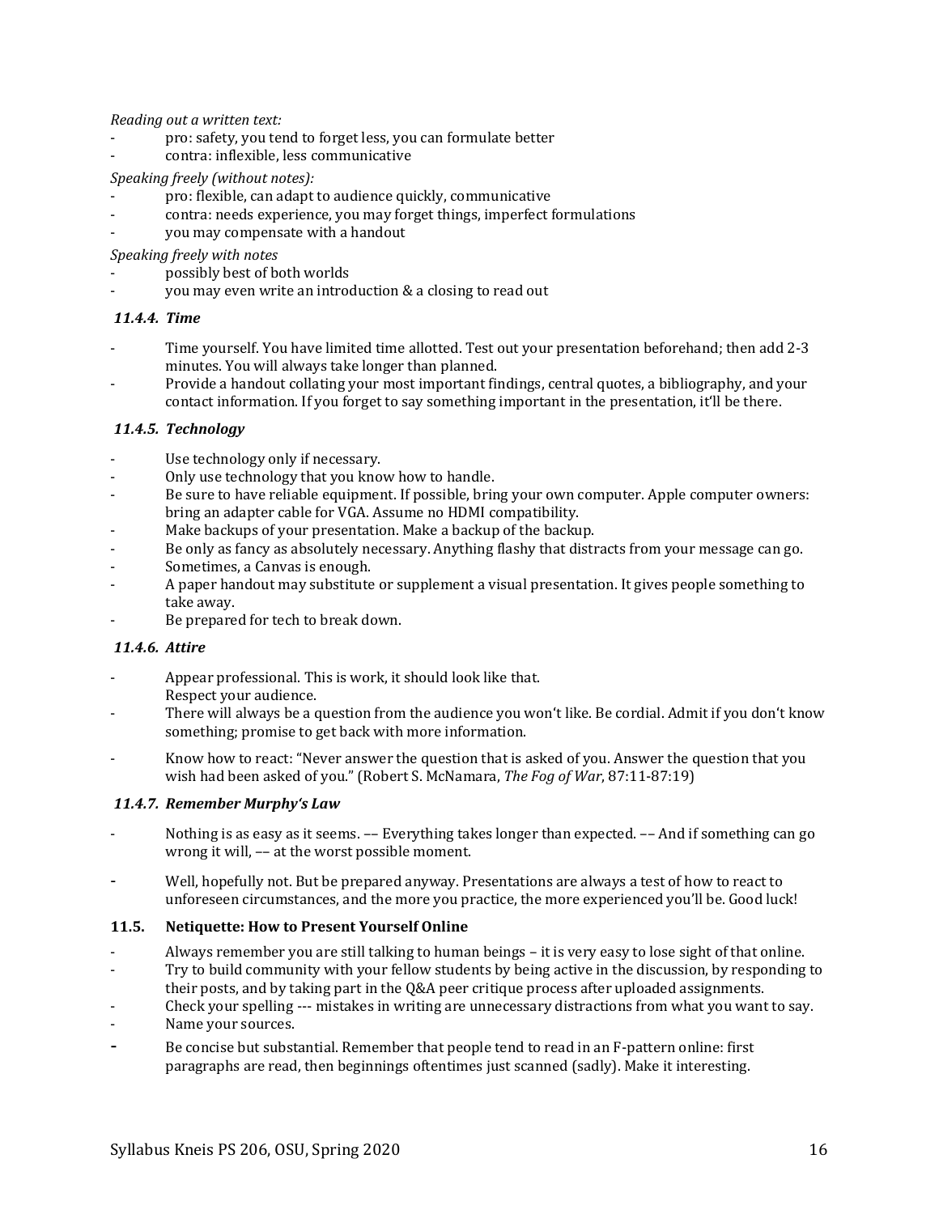*Reading out a written text:*

- pro: safety, you tend to forget less, you can formulate better
- contra: inflexible, less communicative

*Speaking freely (without notes):*

- pro: flexible, can adapt to audience quickly, communicative
- contra: needs experience, you may forget things, imperfect formulations
- you may compensate with a handout

*Speaking freely with notes*

- possibly best of both worlds
- you may even write an introduction & a closing to read out

### *11.4.4. Time*

- Time yourself. You have limited time allotted. Test out your presentation beforehand; then add 2-3 minutes. You will always take longer than planned.
- Provide a handout collating your most important findings, central quotes, a bibliography, and your contact information. If you forget to say something important in the presentation, it'll be there.

### *11.4.5. Technology*

- Use technology only if necessary.
- Only use technology that you know how to handle.
- Be sure to have reliable equipment. If possible, bring your own computer. Apple computer owners: bring an adapter cable for VGA. Assume no HDMI compatibility.
- Make backups of your presentation. Make a backup of the backup.
- Be only as fancy as absolutely necessary. Anything flashy that distracts from your message can go.
- Sometimes, a Canvas is enough.
- A paper handout may substitute or supplement a visual presentation. It gives people something to take away.
- Be prepared for tech to break down.

### *11.4.6. Attire*

- Appear professional. This is work, it should look like that.
  Respect your audience.
- There will always be a question from the audience you won't like. Be cordial. Admit if you don't know something; promise to get back with more information.
- Know how to react: "Never answer the question that is asked of you. Answer the question that you wish had been asked of you." (Robert S. McNamara, *The Fog of War*, 87:11-87:19)

### *11.4.7. Remember Murphy's Law*

- Nothing is as easy as it seems. –– Everything takes longer than expected. –– And if something can go wrong it will, –– at the worst possible moment.
- Well, hopefully not. But be prepared anyway. Presentations are always a test of how to react to unforeseen circumstances, and the more you practice, the more experienced you'll be. Good luck!

## 11.5. Netiquette: How to Present Yourself Online

- Always remember you are still talking to human beings – it is very easy to lose sight of that online.
- Try to build community with your fellow students by being active in the discussion, by responding to their posts, and by taking part in the Q&A peer critique process after uploaded assignments.
- Check your spelling --- mistakes in writing are unnecessary distractions from what you want to say.
- Name your sources.
- Be concise but substantial. Remember that people tend to read in an F-pattern online: first paragraphs are read, then beginnings oftentimes just scanned (sadly). Make it interesting.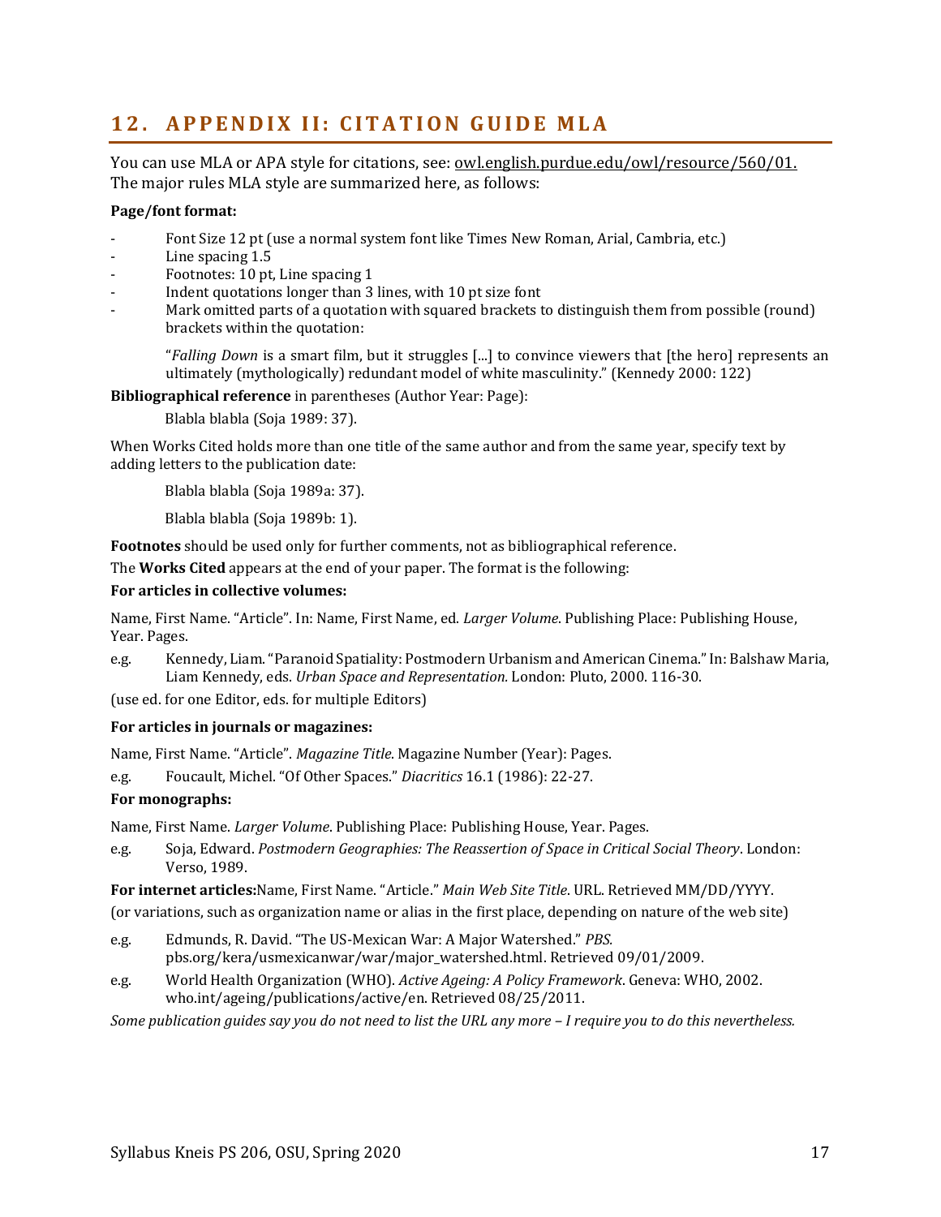## 12. APPENDIX II: CITATION GUIDE MLA

You can use MLA or APA style for citations, see: owl.english.purdue.edu/owl/resource/560/01. The major rules MLA style are summarized here, as follows:

**Page/font format:**

- Font Size 12 pt (use a normal system font like Times New Roman, Arial, Cambria, etc.)
- Line spacing 1.5
- Footnotes: 10 pt, Line spacing 1
- Indent quotations longer than 3 lines, with 10 pt size font
- Mark omitted parts of a quotation with squared brackets to distinguish them from possible (round) brackets within the quotation:

  "*Falling Down* is a smart film, but it struggles [...] to convince viewers that [the hero] represents an ultimately (mythologically) redundant model of white masculinity." (Kennedy 2000: 122)

**Bibliographical reference** in parentheses (Author Year: Page):

  Blabla blabla (Soja 1989: 37).

When Works Cited holds more than one title of the same author and from the same year, specify text by adding letters to the publication date:

  Blabla blabla (Soja 1989a: 37).

  Blabla blabla (Soja 1989b: 1).

**Footnotes** should be used only for further comments, not as bibliographical reference.

The **Works Cited** appears at the end of your paper. The format is the following:

**For articles in collective volumes:**

Name, First Name. "Article". In: Name, First Name, ed. *Larger Volume*. Publishing Place: Publishing House, Year. Pages.

e.g. Kennedy, Liam. "Paranoid Spatiality: Postmodern Urbanism and American Cinema." In: Balshaw Maria, Liam Kennedy, eds. *Urban Space and Representation.* London: Pluto, 2000. 116-30.

(use ed. for one Editor, eds. for multiple Editors)

**For articles in journals or magazines:**

Name, First Name. "Article". *Magazine Title*. Magazine Number (Year): Pages.

e.g. Foucault, Michel. "Of Other Spaces." *Diacritics* 16.1 (1986): 22-27.

**For monographs:**

Name, First Name. *Larger Volume*. Publishing Place: Publishing House, Year. Pages.

e.g. Soja, Edward. *Postmodern Geographies: The Reassertion of Space in Critical Social Theory*. London: Verso, 1989.

**For internet articles:**Name, First Name. "Article." *Main Web Site Title*. URL. Retrieved MM/DD/YYYY.

(or variations, such as organization name or alias in the first place, depending on nature of the web site)

e.g. Edmunds, R. David. "The US-Mexican War: A Major Watershed." *PBS.* pbs.org/kera/usmexicanwar/war/major_watershed.html. Retrieved 09/01/2009.

e.g. World Health Organization (WHO). *Active Ageing: A Policy Framework*. Geneva: WHO, 2002. who.int/ageing/publications/active/en. Retrieved 08/25/2011.

*Some publication guides say you do not need to list the URL any more – I require you to do this nevertheless.*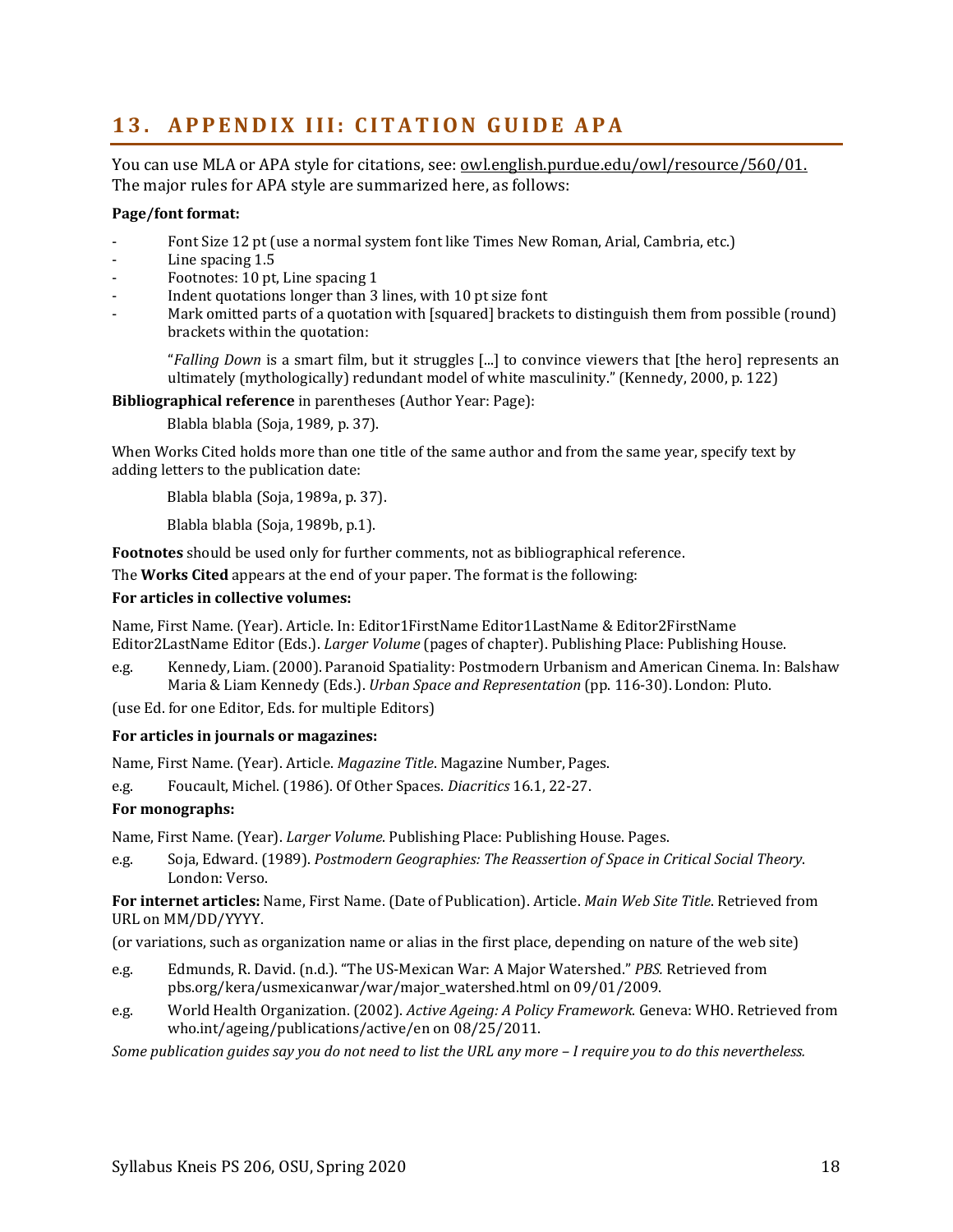## 13. APPENDIX III: CITATION GUIDE APA

You can use MLA or APA style for citations, see: owl.english.purdue.edu/owl/resource/560/01. The major rules for APA style are summarized here, as follows:

**Page/font format:**

- Font Size 12 pt (use a normal system font like Times New Roman, Arial, Cambria, etc.)
- Line spacing 1.5
- Footnotes: 10 pt, Line spacing 1
- Indent quotations longer than 3 lines, with 10 pt size font
- Mark omitted parts of a quotation with [squared] brackets to distinguish them from possible (round) brackets within the quotation:

> "*Falling Down* is a smart film, but it struggles [...] to convince viewers that [the hero] represents an ultimately (mythologically) redundant model of white masculinity." (Kennedy, 2000, p. 122)

**Bibliographical reference** in parentheses (Author Year: Page):

> Blabla blabla (Soja, 1989, p. 37).

When Works Cited holds more than one title of the same author and from the same year, specify text by adding letters to the publication date:

> Blabla blabla (Soja, 1989a, p. 37).
>
> Blabla blabla (Soja, 1989b, p.1).

**Footnotes** should be used only for further comments, not as bibliographical reference.

The **Works Cited** appears at the end of your paper. The format is the following:

**For articles in collective volumes:**

Name, First Name. (Year). Article. In: Editor1FirstName Editor1LastName & Editor2FirstName Editor2LastName Editor (Eds.). *Larger Volume* (pages of chapter). Publishing Place: Publishing House.

e.g. Kennedy, Liam. (2000). Paranoid Spatiality: Postmodern Urbanism and American Cinema. In: Balshaw Maria & Liam Kennedy (Eds.). *Urban Space and Representation* (pp. 116-30). London: Pluto.

(use Ed. for one Editor, Eds. for multiple Editors)

**For articles in journals or magazines:**

Name, First Name. (Year). Article. *Magazine Title*. Magazine Number, Pages.

e.g. Foucault, Michel. (1986). Of Other Spaces. *Diacritics* 16.1, 22-27.

**For monographs:**

Name, First Name. (Year). *Larger Volume*. Publishing Place: Publishing House. Pages.

e.g. Soja, Edward. (1989). *Postmodern Geographies: The Reassertion of Space in Critical Social Theory*. London: Verso.

**For internet articles:** Name, First Name. (Date of Publication). Article. *Main Web Site Title*. Retrieved from URL on MM/DD/YYYY.

(or variations, such as organization name or alias in the first place, depending on nature of the web site)

e.g. Edmunds, R. David. (n.d.). "The US-Mexican War: A Major Watershed." *PBS.* Retrieved from pbs.org/kera/usmexicanwar/war/major_watershed.html on 09/01/2009.

e.g. World Health Organization. (2002). *Active Ageing: A Policy Framework.* Geneva: WHO. Retrieved from who.int/ageing/publications/active/en on 08/25/2011.

*Some publication guides say you do not need to list the URL any more – I require you to do this nevertheless.*